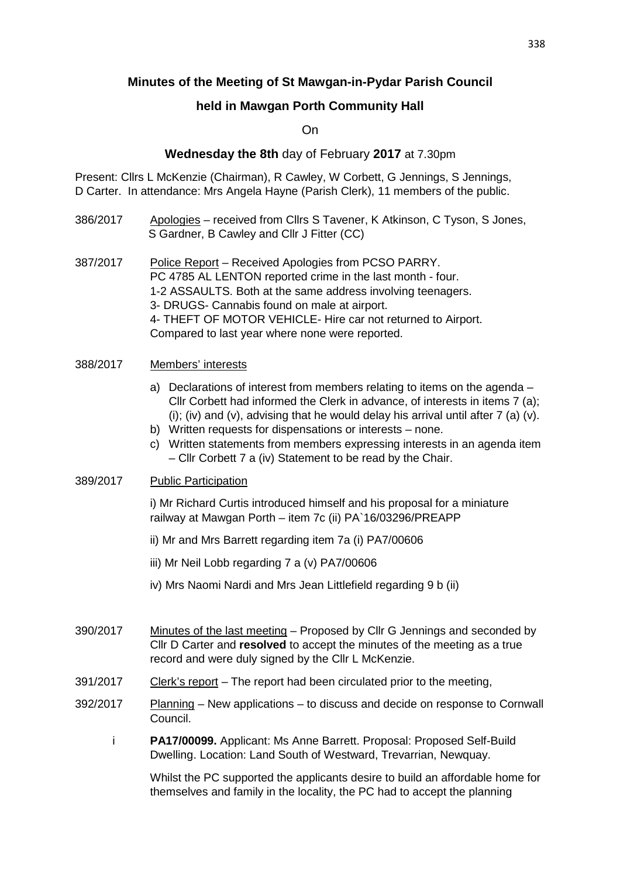**Minutes of the Meeting of St Mawgan-in-Pydar Parish Council**

**held in Mawgan Porth Community Hall**

On

**Wednesday the 8th** day of February **2017** at 7.30pm

Present: Cllrs L McKenzie (Chairman), R Cawley, W Corbett, G Jennings, S Jennings, D Carter. In attendance: Mrs Angela Hayne (Parish Clerk), 11 members of the public.

386/2017 Apologies – received from Cllrs S Tavener, K Atkinson, C Tyson, S Jones, S Gardner, B Cawley and Cllr J Fitter (CC)

387/2017 Police Report – Received Apologies from PCSO PARRY.
PC 4785 AL LENTON reported crime in the last month - four.
1-2 ASSAULTS. Both at the same address involving teenagers.
3- DRUGS- Cannabis found on male at airport.
4- THEFT OF MOTOR VEHICLE- Hire car not returned to Airport.
Compared to last year where none were reported.

388/2017 Members' interests

a) Declarations of interest from members relating to items on the agenda – Cllr Corbett had informed the Clerk in advance, of interests in items 7 (a); (i); (iv) and (v), advising that he would delay his arrival until after 7 (a) (v).
b) Written requests for dispensations or interests – none.
c) Written statements from members expressing interests in an agenda item – Cllr Corbett 7 a (iv) Statement to be read by the Chair.

389/2017 Public Participation

i) Mr Richard Curtis introduced himself and his proposal for a miniature railway at Mawgan Porth – item 7c (ii) PA`16/03296/PREAPP

ii) Mr and Mrs Barrett regarding item 7a (i) PA7/00606

iii) Mr Neil Lobb regarding 7 a (v) PA7/00606

iv) Mrs Naomi Nardi and Mrs Jean Littlefield regarding 9 b (ii)

390/2017 Minutes of the last meeting – Proposed by Cllr G Jennings and seconded by Cllr D Carter and **resolved** to accept the minutes of the meeting as a true record and were duly signed by the Cllr L McKenzie.

391/2017 Clerk's report – The report had been circulated prior to the meeting,

392/2017 Planning – New applications – to discuss and decide on response to Cornwall Council.

i **PA17/00099.** Applicant: Ms Anne Barrett. Proposal: Proposed Self-Build Dwelling. Location: Land South of Westward, Trevarrian, Newquay.

Whilst the PC supported the applicants desire to build an affordable home for themselves and family in the locality, the PC had to accept the planning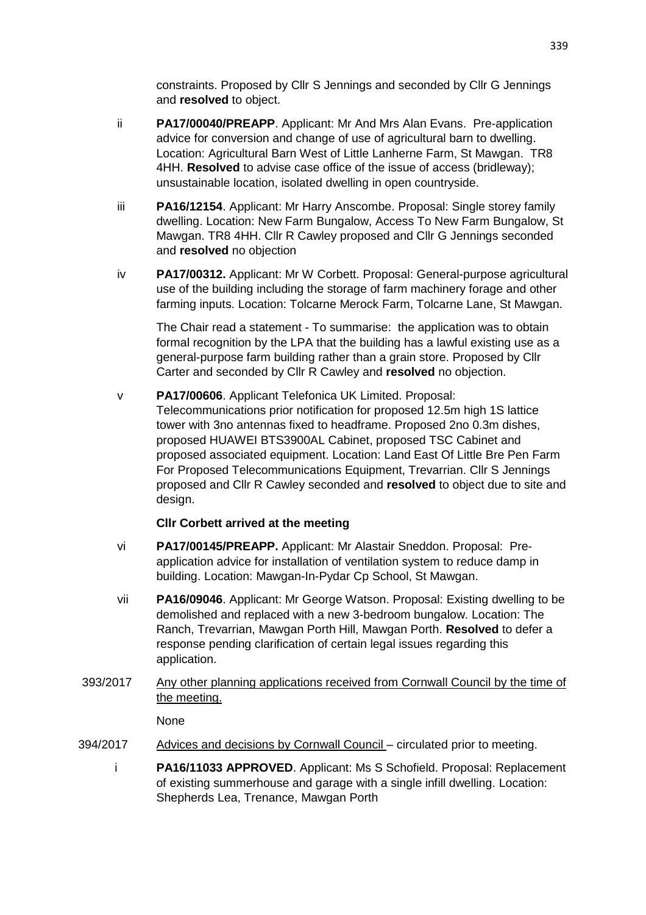constraints. Proposed by Cllr S Jennings and seconded by Cllr G Jennings and **resolved** to object.

ii **PA17/00040/PREAPP**. Applicant: Mr And Mrs Alan Evans. Pre-application advice for conversion and change of use of agricultural barn to dwelling. Location: Agricultural Barn West of Little Lanherne Farm, St Mawgan. TR8 4HH. **Resolved** to advise case office of the issue of access (bridleway); unsustainable location, isolated dwelling in open countryside.

iii **PA16/12154**. Applicant: Mr Harry Anscombe. Proposal: Single storey family dwelling. Location: New Farm Bungalow, Access To New Farm Bungalow, St Mawgan. TR8 4HH. Cllr R Cawley proposed and Cllr G Jennings seconded and **resolved** no objection

iv **PA17/00312.** Applicant: Mr W Corbett. Proposal: General-purpose agricultural use of the building including the storage of farm machinery forage and other farming inputs. Location: Tolcarne Merock Farm, Tolcarne Lane, St Mawgan.

The Chair read a statement - To summarise: the application was to obtain formal recognition by the LPA that the building has a lawful existing use as a general-purpose farm building rather than a grain store. Proposed by Cllr Carter and seconded by Cllr R Cawley and **resolved** no objection.

v **PA17/00606**. Applicant Telefonica UK Limited. Proposal: Telecommunications prior notification for proposed 12.5m high 1S lattice tower with 3no antennas fixed to headframe. Proposed 2no 0.3m dishes, proposed HUAWEI BTS3900AL Cabinet, proposed TSC Cabinet and proposed associated equipment. Location: Land East Of Little Bre Pen Farm For Proposed Telecommunications Equipment, Trevarrian. Cllr S Jennings proposed and Cllr R Cawley seconded and **resolved** to object due to site and design.

**Cllr Corbett arrived at the meeting**

vi **PA17/00145/PREAPP.** Applicant: Mr Alastair Sneddon. Proposal: Pre-application advice for installation of ventilation system to reduce damp in building. Location: Mawgan-In-Pydar Cp School, St Mawgan.

vii **PA16/09046**. Applicant: Mr George Watson. Proposal: Existing dwelling to be demolished and replaced with a new 3-bedroom bungalow. Location: The Ranch, Trevarrian, Mawgan Porth Hill, Mawgan Porth. **Resolved** to defer a response pending clarification of certain legal issues regarding this application.

393/2017 Any other planning applications received from Cornwall Council by the time of the meeting.

None

394/2017 Advices and decisions by Cornwall Council – circulated prior to meeting.

i **PA16/11033 APPROVED**. Applicant: Ms S Schofield. Proposal: Replacement of existing summerhouse and garage with a single infill dwelling. Location: Shepherds Lea, Trenance, Mawgan Porth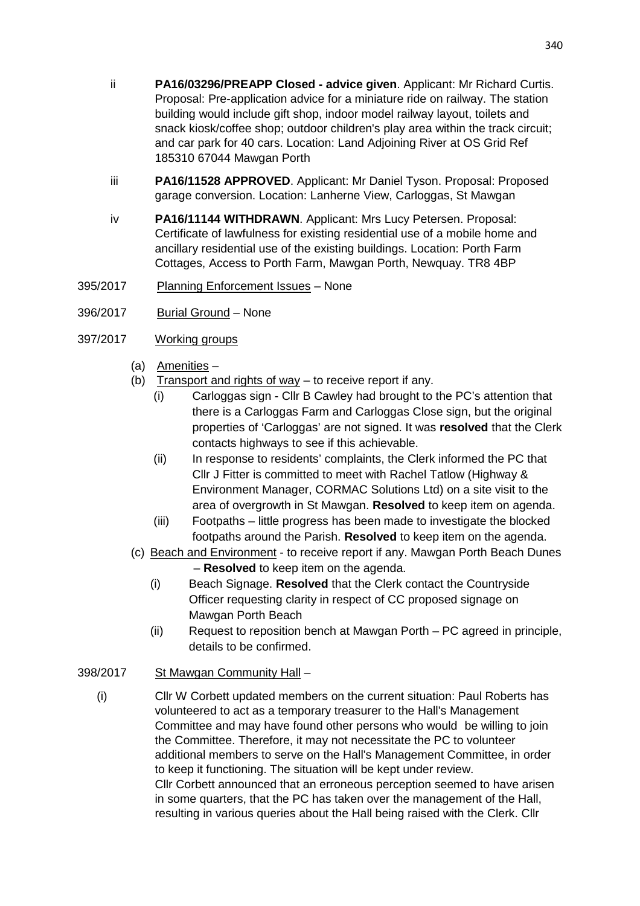ii **PA16/03296/PREAPP Closed - advice given**. Applicant: Mr Richard Curtis. Proposal: Pre-application advice for a miniature ride on railway. The station building would include gift shop, indoor model railway layout, toilets and snack kiosk/coffee shop; outdoor children's play area within the track circuit; and car park for 40 cars. Location: Land Adjoining River at OS Grid Ref 185310 67044 Mawgan Porth

iii **PA16/11528 APPROVED**. Applicant: Mr Daniel Tyson. Proposal: Proposed garage conversion. Location: Lanherne View, Carloggas, St Mawgan

iv **PA16/11144 WITHDRAWN**. Applicant: Mrs Lucy Petersen. Proposal: Certificate of lawfulness for existing residential use of a mobile home and ancillary residential use of the existing buildings. Location: Porth Farm Cottages, Access to Porth Farm, Mawgan Porth, Newquay. TR8 4BP

395/2017 Planning Enforcement Issues – None

396/2017 Burial Ground – None

397/2017 Working groups

(a) Amenities –

(b) Transport and rights of way – to receive report if any.

(i) Carloggas sign - Cllr B Cawley had brought to the PC's attention that there is a Carloggas Farm and Carloggas Close sign, but the original properties of 'Carloggas' are not signed. It was **resolved** that the Clerk contacts highways to see if this achievable.

(ii) In response to residents' complaints, the Clerk informed the PC that Cllr J Fitter is committed to meet with Rachel Tatlow (Highway & Environment Manager, CORMAC Solutions Ltd) on a site visit to the area of overgrowth in St Mawgan. **Resolved** to keep item on agenda.

(iii) Footpaths – little progress has been made to investigate the blocked footpaths around the Parish. **Resolved** to keep item on the agenda.

(c) Beach and Environment - to receive report if any. Mawgan Porth Beach Dunes – **Resolved** to keep item on the agenda.

(i) Beach Signage. **Resolved** that the Clerk contact the Countryside Officer requesting clarity in respect of CC proposed signage on Mawgan Porth Beach

(ii) Request to reposition bench at Mawgan Porth – PC agreed in principle, details to be confirmed.

398/2017 St Mawgan Community Hall –

(i) Cllr W Corbett updated members on the current situation: Paul Roberts has volunteered to act as a temporary treasurer to the Hall's Management Committee and may have found other persons who would be willing to join the Committee. Therefore, it may not necessitate the PC to volunteer additional members to serve on the Hall's Management Committee, in order to keep it functioning. The situation will be kept under review.
Cllr Corbett announced that an erroneous perception seemed to have arisen in some quarters, that the PC has taken over the management of the Hall, resulting in various queries about the Hall being raised with the Clerk. Cllr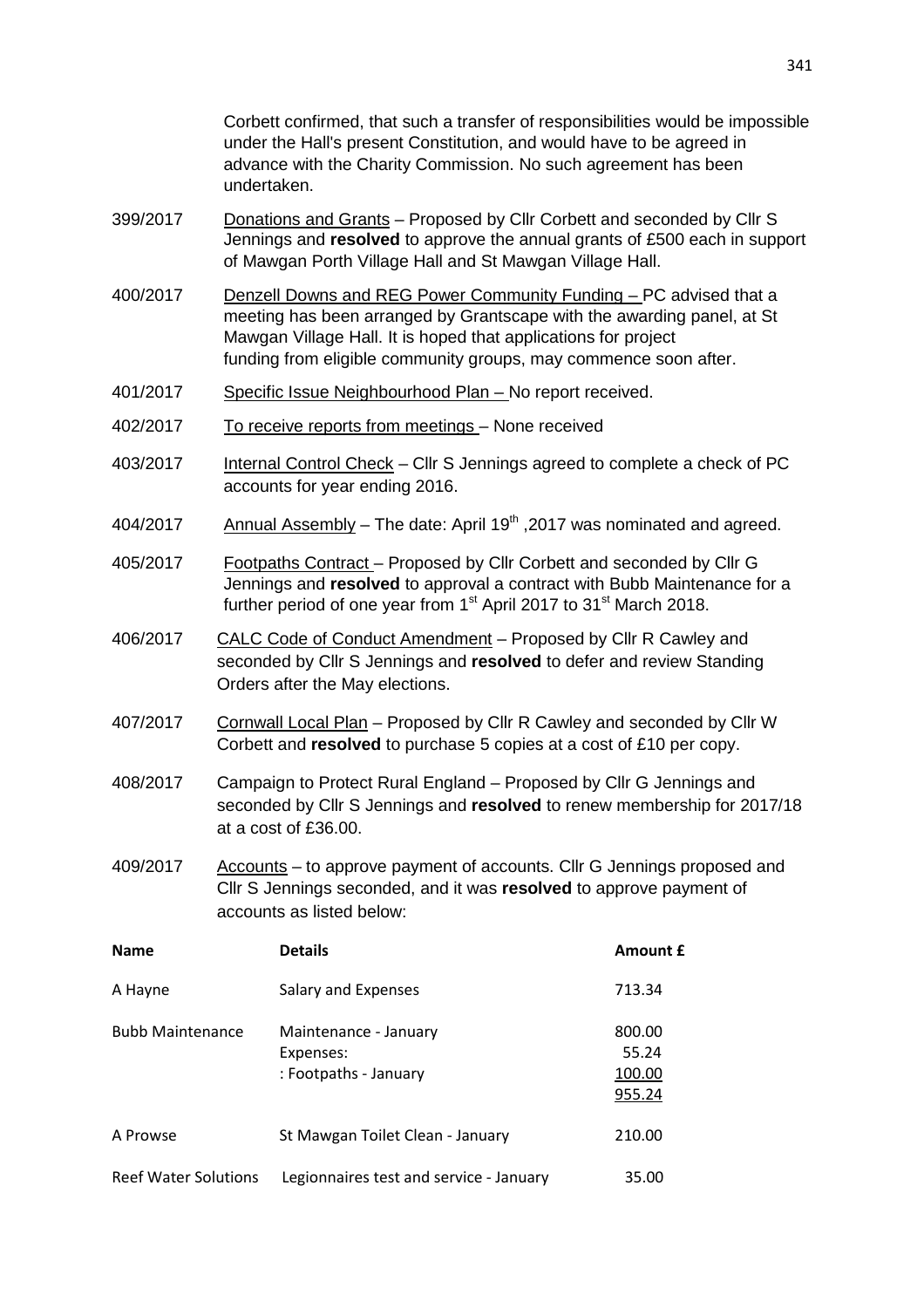Corbett confirmed, that such a transfer of responsibilities would be impossible under the Hall's present Constitution, and would have to be agreed in advance with the Charity Commission. No such agreement has been undertaken.

399/2017 Donations and Grants – Proposed by Cllr Corbett and seconded by Cllr S Jennings and **resolved** to approve the annual grants of £500 each in support of Mawgan Porth Village Hall and St Mawgan Village Hall.

400/2017 Denzell Downs and REG Power Community Funding – PC advised that a meeting has been arranged by Grantscape with the awarding panel, at St Mawgan Village Hall. It is hoped that applications for project funding from eligible community groups, may commence soon after.

401/2017 Specific Issue Neighbourhood Plan – No report received.

402/2017 To receive reports from meetings – None received

403/2017 Internal Control Check – Cllr S Jennings agreed to complete a check of PC accounts for year ending 2016.

404/2017 Annual Assembly – The date: April 19th ,2017 was nominated and agreed.

405/2017 Footpaths Contract – Proposed by Cllr Corbett and seconded by Cllr G Jennings and **resolved** to approval a contract with Bubb Maintenance for a further period of one year from 1st April 2017 to 31st March 2018.

406/2017 CALC Code of Conduct Amendment – Proposed by Cllr R Cawley and seconded by Cllr S Jennings and **resolved** to defer and review Standing Orders after the May elections.

407/2017 Cornwall Local Plan – Proposed by Cllr R Cawley and seconded by Cllr W Corbett and **resolved** to purchase 5 copies at a cost of £10 per copy.

408/2017 Campaign to Protect Rural England – Proposed by Cllr G Jennings and seconded by Cllr S Jennings and **resolved** to renew membership for 2017/18 at a cost of £36.00.

409/2017 Accounts – to approve payment of accounts. Cllr G Jennings proposed and Cllr S Jennings seconded, and it was **resolved** to approve payment of accounts as listed below:

| Name | Details | Amount £ |
|---|---|---|
| A Hayne | Salary and Expenses | 713.34 |
| Bubb Maintenance | Maintenance - January | 800.00 |
| | Expenses: | 55.24 |
| | : Footpaths - January | 100.00 |
| | | 955.24 |
| A Prowse | St Mawgan Toilet Clean - January | 210.00 |
| Reef Water Solutions | Legionnaires test and service - January | 35.00 |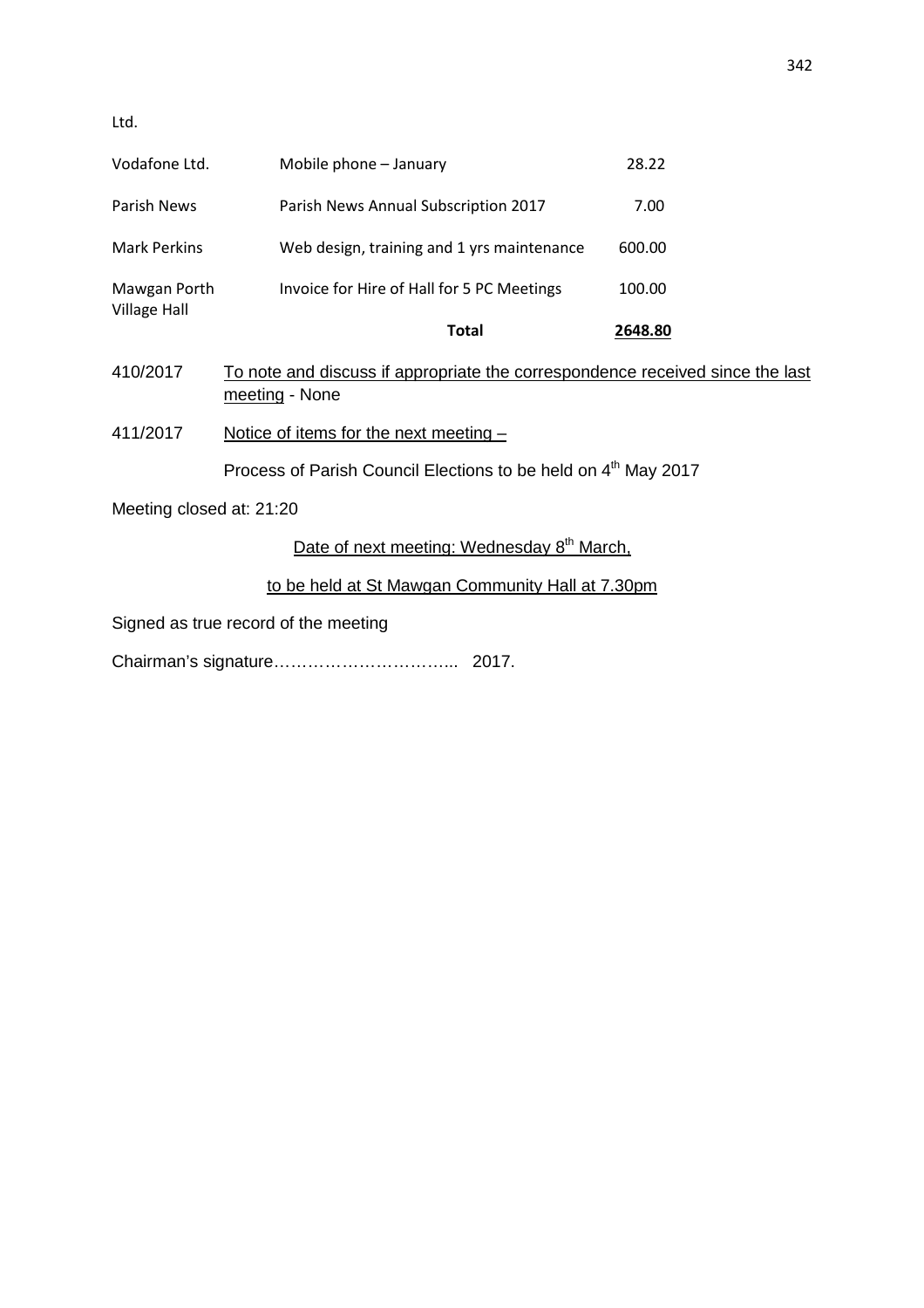| | | |
|---|---|---|
| Ltd. | | |
| Vodafone Ltd. | Mobile phone – January | 28.22 |
| Parish News | Parish News Annual Subscription 2017 | 7.00 |
| Mark Perkins | Web design, training and 1 yrs maintenance | 600.00 |
| Mawgan Porth Village Hall | Invoice for Hire of Hall for 5 PC Meetings | 100.00 |
| | **Total** | **2648.80** |

410/2017 To note and discuss if appropriate the correspondence received since the last meeting - None

411/2017 Notice of items for the next meeting –

Process of Parish Council Elections to be held on 4th May 2017

Meeting closed at: 21:20

Date of next meeting: Wednesday 8th March,

to be held at St Mawgan Community Hall at 7.30pm

Signed as true record of the meeting

Chairman's signature…………………………... 2017.